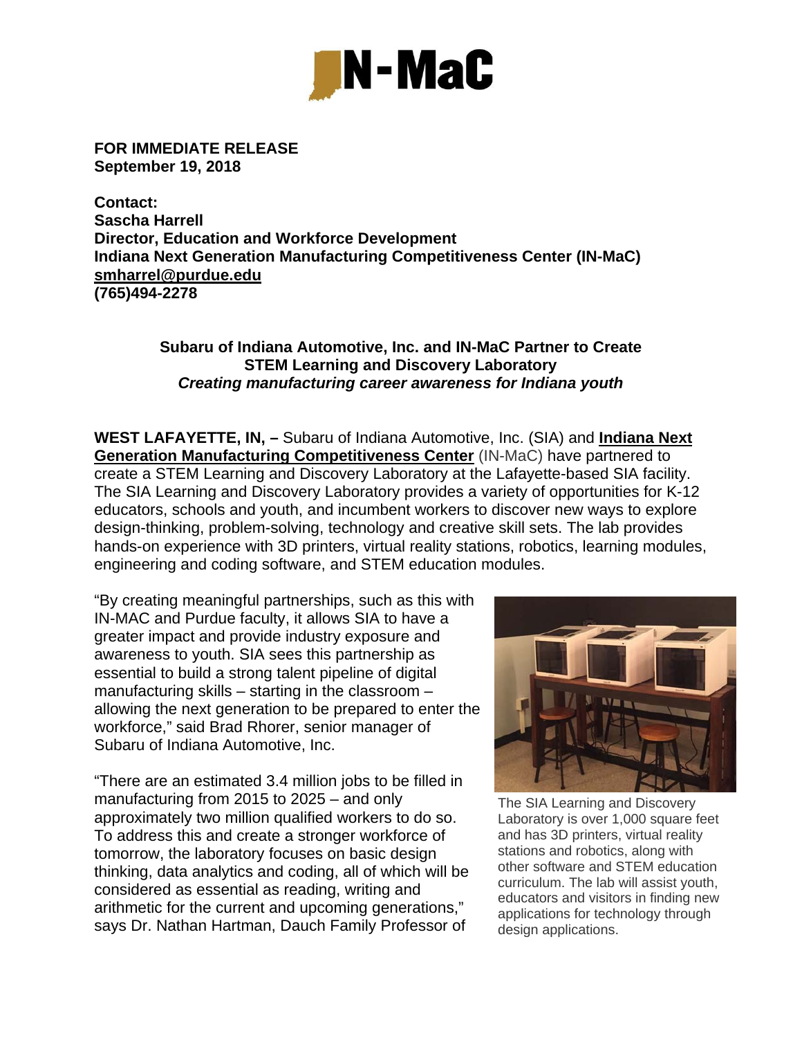**FOR IMMEDIATE RELEASE**
**September 19, 2018**

**Contact:**
**Sascha Harrell**
**Director, Education and Workforce Development**
**Indiana Next Generation Manufacturing Competitiveness Center (IN-MaC)**
**smharrel@purdue.edu**
**(765)494-2278**

**Subaru of Indiana Automotive, Inc. and IN-MaC Partner to Create STEM Learning and Discovery Laboratory**
***Creating manufacturing career awareness for Indiana youth***

**WEST LAFAYETTE, IN, –** Subaru of Indiana Automotive, Inc. (SIA) and **Indiana Next Generation Manufacturing Competitiveness Center** (IN-MaC) have partnered to create a STEM Learning and Discovery Laboratory at the Lafayette-based SIA facility. The SIA Learning and Discovery Laboratory provides a variety of opportunities for K-12 educators, schools and youth, and incumbent workers to discover new ways to explore design-thinking, problem-solving, technology and creative skill sets. The lab provides hands-on experience with 3D printers, virtual reality stations, robotics, learning modules, engineering and coding software, and STEM education modules.

"By creating meaningful partnerships, such as this with IN-MAC and Purdue faculty, it allows SIA to have a greater impact and provide industry exposure and awareness to youth. SIA sees this partnership as essential to build a strong talent pipeline of digital manufacturing skills – starting in the classroom – allowing the next generation to be prepared to enter the workforce," said Brad Rhorer, senior manager of Subaru of Indiana Automotive, Inc.

The SIA Learning and Discovery Laboratory is over 1,000 square feet and has 3D printers, virtual reality stations and robotics, along with other software and STEM education curriculum. The lab will assist youth, educators and visitors in finding new applications for technology through design applications.

"There are an estimated 3.4 million jobs to be filled in manufacturing from 2015 to 2025 – and only approximately two million qualified workers to do so. To address this and create a stronger workforce of tomorrow, the laboratory focuses on basic design thinking, data analytics and coding, all of which will be considered as essential as reading, writing and arithmetic for the current and upcoming generations," says Dr. Nathan Hartman, Dauch Family Professor of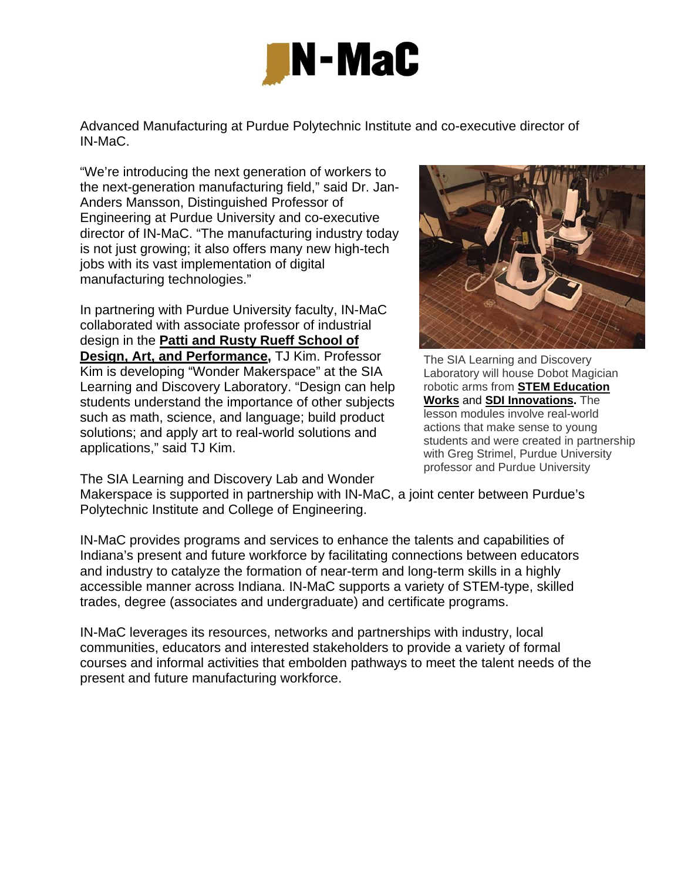Advanced Manufacturing at Purdue Polytechnic Institute and co-executive director of IN-MaC.

"We're introducing the next generation of workers to the next-generation manufacturing field," said Dr. Jan-Anders Mansson, Distinguished Professor of Engineering at Purdue University and co-executive director of IN-MaC. "The manufacturing industry today is not just growing; it also offers many new high-tech jobs with its vast implementation of digital manufacturing technologies."

In partnering with Purdue University faculty, IN-MaC collaborated with associate professor of industrial design in the **Patti and Rusty Rueff School of Design, Art, and Performance,** TJ Kim. Professor Kim is developing "Wonder Makerspace" at the SIA Learning and Discovery Laboratory. "Design can help students understand the importance of other subjects such as math, science, and language; build product solutions; and apply art to real-world solutions and applications," said TJ Kim.

The SIA Learning and Discovery Laboratory will house Dobot Magician robotic arms from **STEM Education Works** and **SDI Innovations.** The lesson modules involve real-world actions that make sense to young students and were created in partnership with Greg Strimel, Purdue University professor and Purdue University

The SIA Learning and Discovery Lab and Wonder Makerspace is supported in partnership with IN-MaC, a joint center between Purdue's Polytechnic Institute and College of Engineering.

IN-MaC provides programs and services to enhance the talents and capabilities of Indiana's present and future workforce by facilitating connections between educators and industry to catalyze the formation of near-term and long-term skills in a highly accessible manner across Indiana. IN-MaC supports a variety of STEM-type, skilled trades, degree (associates and undergraduate) and certificate programs.

IN-MaC leverages its resources, networks and partnerships with industry, local communities, educators and interested stakeholders to provide a variety of formal courses and informal activities that embolden pathways to meet the talent needs of the present and future manufacturing workforce.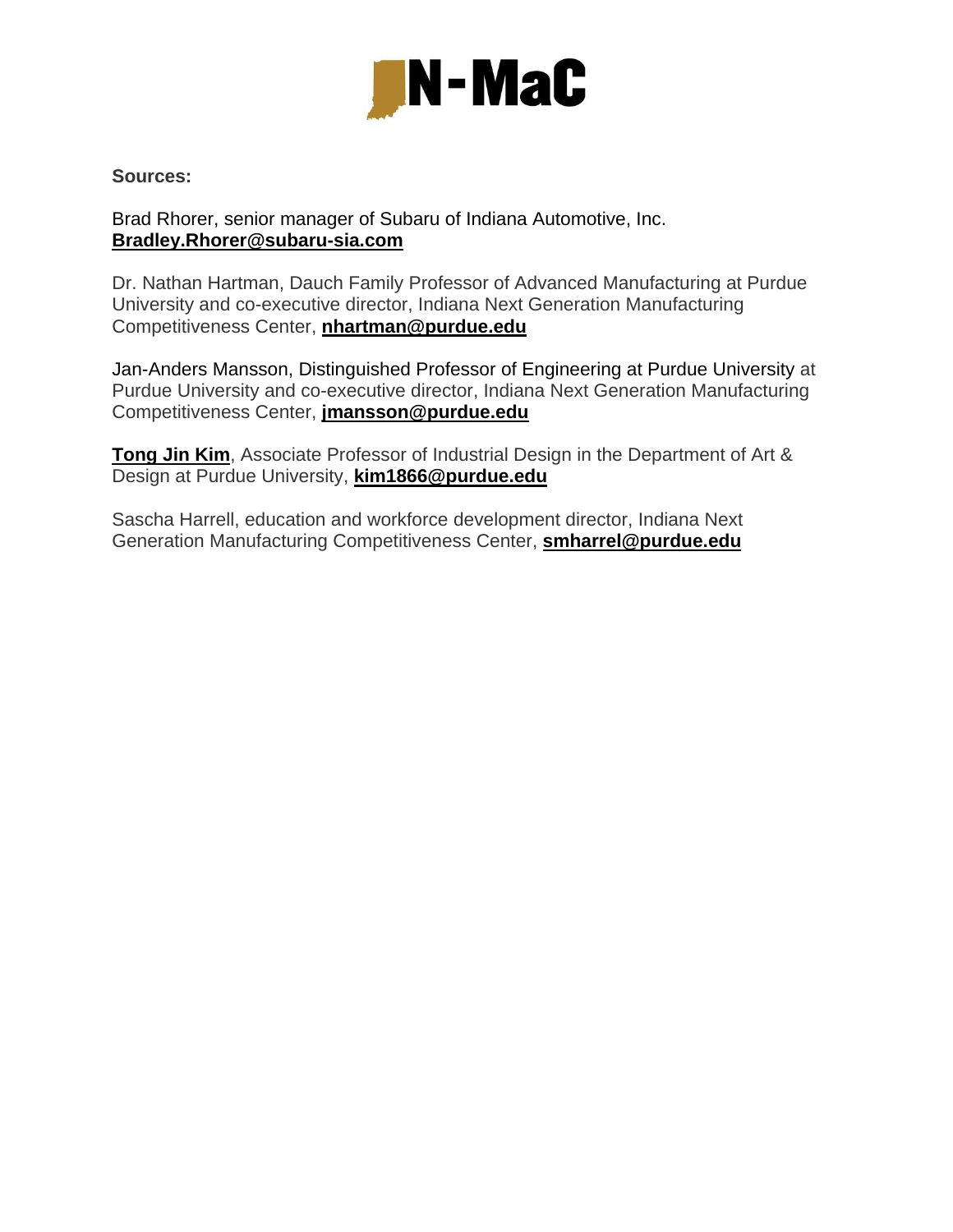**Sources:**

Brad Rhorer, senior manager of Subaru of Indiana Automotive, Inc.
**Bradley.Rhorer@subaru-sia.com**

Dr. Nathan Hartman, Dauch Family Professor of Advanced Manufacturing at Purdue University and co-executive director, Indiana Next Generation Manufacturing Competitiveness Center, **nhartman@purdue.edu**

Jan-Anders Mansson, Distinguished Professor of Engineering at Purdue University at Purdue University and co-executive director, Indiana Next Generation Manufacturing Competitiveness Center, **jmansson@purdue.edu**

**Tong Jin Kim**, Associate Professor of Industrial Design in the Department of Art & Design at Purdue University, **kim1866@purdue.edu**

Sascha Harrell, education and workforce development director, Indiana Next Generation Manufacturing Competitiveness Center, **smharrel@purdue.edu**